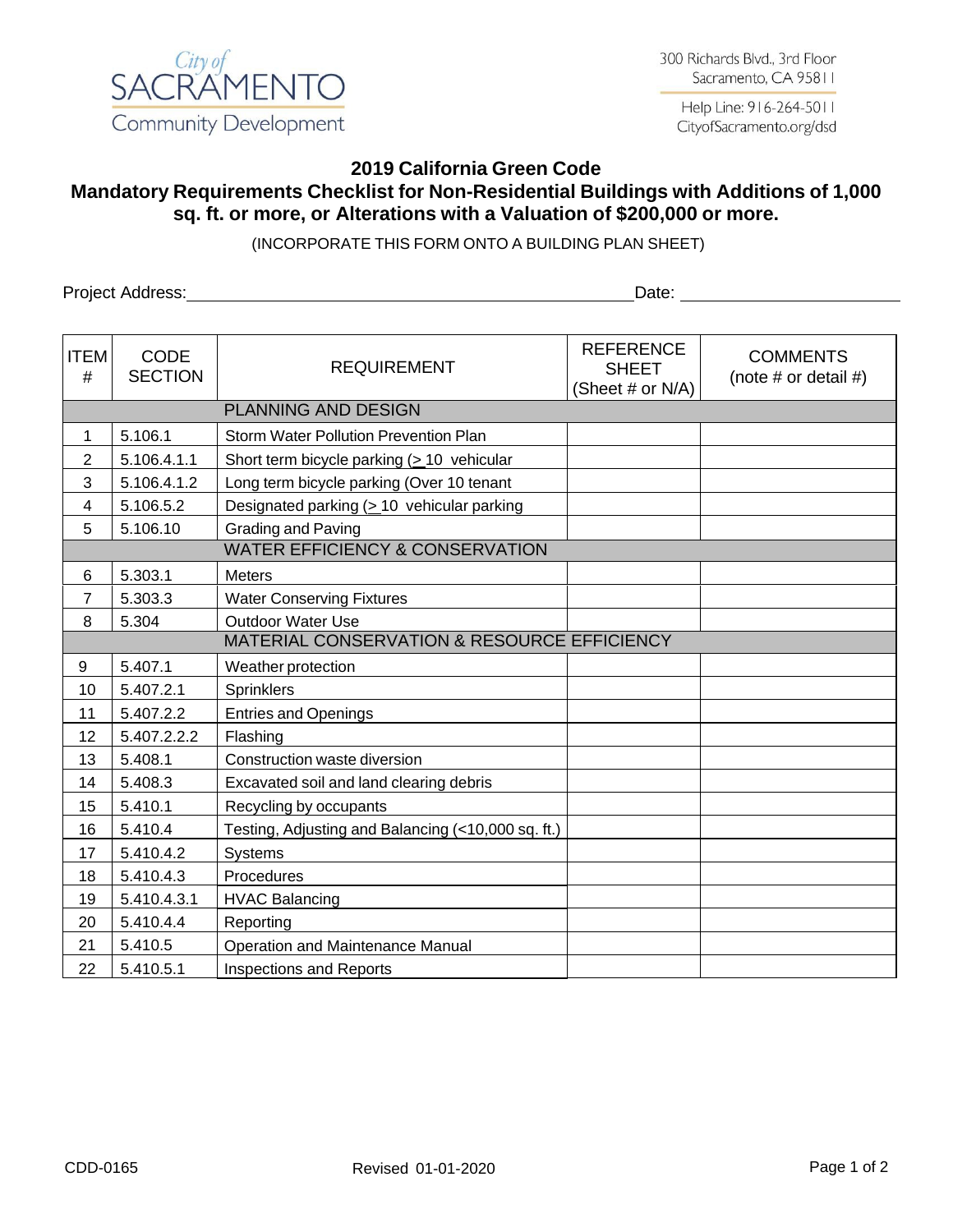City of SACRAMENTO Community Development

300 Richards Blvd., 3rd Floor
Sacramento, CA 95811

Help Line: 916-264-5011
CityofSacramento.org/dsd

# 2019 California Green Code

## Mandatory Requirements Checklist for Non-Residential Buildings with Additions of 1,000 sq. ft. or more, or Alterations with a Valuation of $200,000 or more.

(INCORPORATE THIS FORM ONTO A BUILDING PLAN SHEET)

Project Address: \_\_\_\_\_\_\_\_\_\_\_\_\_\_\_\_\_\_\_\_ Date: \_\_\_\_\_\_\_\_\_\_\_\_

| ITEM # | CODE SECTION | REQUIREMENT | REFERENCE SHEET (Sheet # or N/A) | COMMENTS (note # or detail #) |
|---|---|---|---|---|
| | | PLANNING AND DESIGN | | |
| 1 | 5.106.1 | Storm Water Pollution Prevention Plan | | |
| 2 | 5.106.4.1.1 | Short term bicycle parking (> 10 vehicular | | |
| 3 | 5.106.4.1.2 | Long term bicycle parking (Over 10 tenant | | |
| 4 | 5.106.5.2 | Designated parking (> 10 vehicular parking | | |
| 5 | 5.106.10 | Grading and Paving | | |
| | | WATER EFFICIENCY & CONSERVATION | | |
| 6 | 5.303.1 | Meters | | |
| 7 | 5.303.3 | Water Conserving Fixtures | | |
| 8 | 5.304 | Outdoor Water Use | | |
| | | MATERIAL CONSERVATION & RESOURCE EFFICIENCY | | |
| 9 | 5.407.1 | Weather protection | | |
| 10 | 5.407.2.1 | Sprinklers | | |
| 11 | 5.407.2.2 | Entries and Openings | | |
| 12 | 5.407.2.2.2 | Flashing | | |
| 13 | 5.408.1 | Construction waste diversion | | |
| 14 | 5.408.3 | Excavated soil and land clearing debris | | |
| 15 | 5.410.1 | Recycling by occupants | | |
| 16 | 5.410.4 | Testing, Adjusting and Balancing (<10,000 sq. ft.) | | |
| 17 | 5.410.4.2 | Systems | | |
| 18 | 5.410.4.3 | Procedures | | |
| 19 | 5.410.4.3.1 | HVAC Balancing | | |
| 20 | 5.410.4.4 | Reporting | | |
| 21 | 5.410.5 | Operation and Maintenance Manual | | |
| 22 | 5.410.5.1 | Inspections and Reports | | |

CDD-0165 Revised 01-01-2020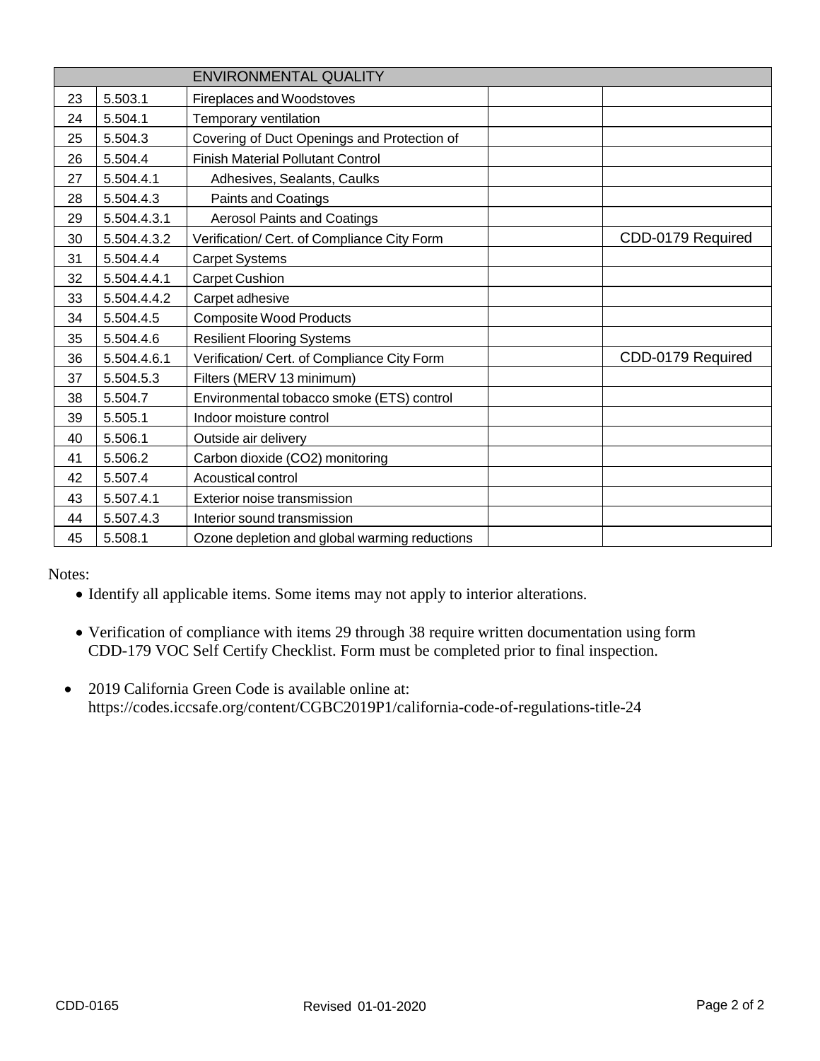| ENVIRONMENTAL QUALITY | | | | |
|---|---|---|---|---|
| 23 | 5.503.1 | Fireplaces and Woodstoves | | |
| 24 | 5.504.1 | Temporary ventilation | | |
| 25 | 5.504.3 | Covering of Duct Openings and Protection of | | |
| 26 | 5.504.4 | Finish Material Pollutant Control | | |
| 27 | 5.504.4.1 | Adhesives, Sealants, Caulks | | |
| 28 | 5.504.4.3 | Paints and Coatings | | |
| 29 | 5.504.4.3.1 | Aerosol Paints and Coatings | | |
| 30 | 5.504.4.3.2 | Verification/ Cert. of Compliance City Form | | CDD-0179 Required |
| 31 | 5.504.4.4 | Carpet Systems | | |
| 32 | 5.504.4.4.1 | Carpet Cushion | | |
| 33 | 5.504.4.4.2 | Carpet adhesive | | |
| 34 | 5.504.4.5 | Composite Wood Products | | |
| 35 | 5.504.4.6 | Resilient Flooring Systems | | |
| 36 | 5.504.4.6.1 | Verification/ Cert. of Compliance City Form | | CDD-0179 Required |
| 37 | 5.504.5.3 | Filters (MERV 13 minimum) | | |
| 38 | 5.504.7 | Environmental tobacco smoke (ETS) control | | |
| 39 | 5.505.1 | Indoor moisture control | | |
| 40 | 5.506.1 | Outside air delivery | | |
| 41 | 5.506.2 | Carbon dioxide (CO2) monitoring | | |
| 42 | 5.507.4 | Acoustical control | | |
| 43 | 5.507.4.1 | Exterior noise transmission | | |
| 44 | 5.507.4.3 | Interior sound transmission | | |
| 45 | 5.508.1 | Ozone depletion and global warming reductions | | |

Notes:

- Identify all applicable items. Some items may not apply to interior alterations.
- Verification of compliance with items 29 through 38 require written documentation using form CDD-179 VOC Self Certify Checklist. Form must be completed prior to final inspection.
- 2019 California Green Code is available online at: https://codes.iccsafe.org/content/CGBC2019P1/california-code-of-regulations-title-24

CDD-0165 Revised 01-01-2020